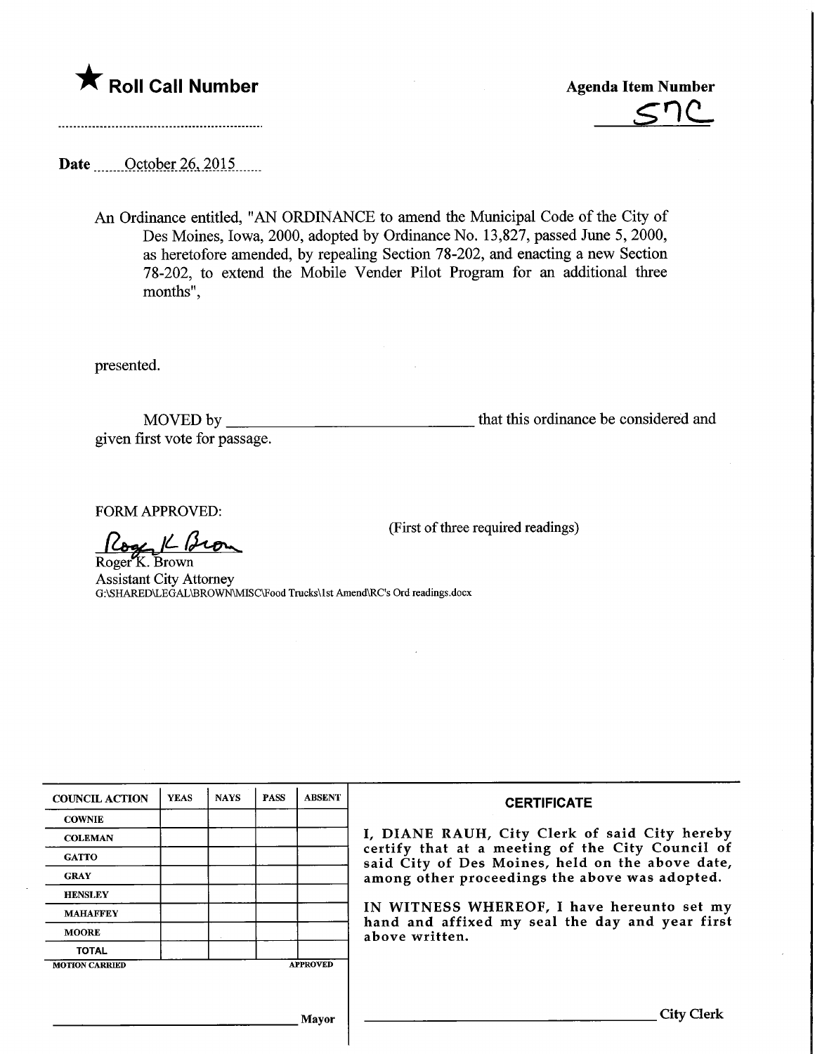★ **Roll Call Number**

**Agenda Item Number**

57C

**Date** October 26, 2015

An Ordinance entitled, "AN ORDINANCE to amend the Municipal Code of the City of Des Moines, Iowa, 2000, adopted by Ordinance No. 13,827, passed June 5, 2000, as heretofore amended, by repealing Section 78-202, and enacting a new Section 78-202, to extend the Mobile Vender Pilot Program for an additional three months",

presented.

MOVED by ______________________________ that this ordinance be considered and given first vote for passage.

FORM APPROVED:

(First of three required readings)

Roger K. Brown
Roger K. Brown
Assistant City Attorney
G:\SHARED\LEGAL\BROWN\MISC\Food Trucks\1st Amend\RC's Ord readings.docx

| COUNCIL ACTION | YEAS | NAYS | PASS | ABSENT |
|---|---|---|---|---|
| COWNIE | | | | |
| COLEMAN | | | | |
| GATTO | | | | |
| GRAY | | | | |
| HENSLEY | | | | |
| MAHAFFEY | | | | |
| MOORE | | | | |
| TOTAL | | | | |

MOTION CARRIED APPROVED

______________________________ Mayor

**CERTIFICATE**

I, DIANE RAUH, City Clerk of said City hereby certify that at a meeting of the City Council of said City of Des Moines, held on the above date, among other proceedings the above was adopted.

IN WITNESS WHEREOF, I have hereunto set my hand and affixed my seal the day and year first above written.

______________________________ City Clerk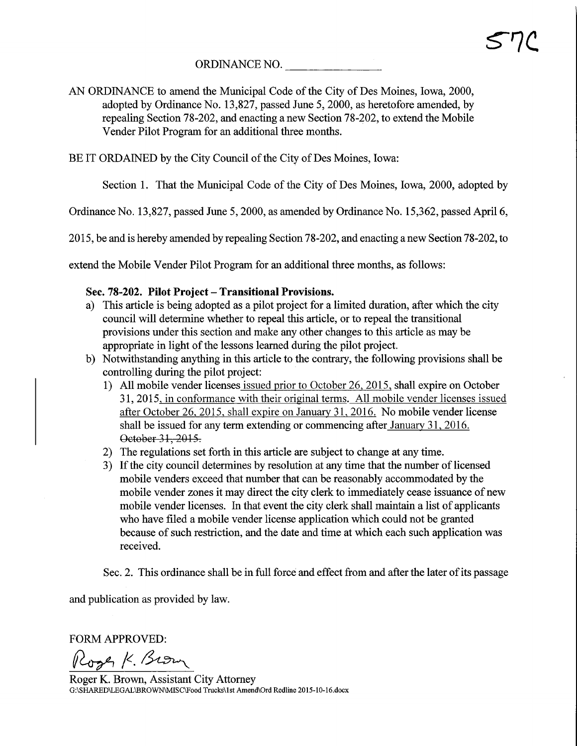57C

ORDINANCE NO. ________________

AN ORDINANCE to amend the Municipal Code of the City of Des Moines, Iowa, 2000, adopted by Ordinance No. 13,827, passed June 5, 2000, as heretofore amended, by repealing Section 78-202, and enacting a new Section 78-202, to extend the Mobile Vender Pilot Program for an additional three months.

BE IT ORDAINED by the City Council of the City of Des Moines, Iowa:

Section 1. That the Municipal Code of the City of Des Moines, Iowa, 2000, adopted by Ordinance No. 13,827, passed June 5, 2000, as amended by Ordinance No. 15,362, passed April 6, 2015, be and is hereby amended by repealing Section 78-202, and enacting a new Section 78-202, to extend the Mobile Vender Pilot Program for an additional three months, as follows:

**Sec. 78-202. Pilot Project – Transitional Provisions.**

a) This article is being adopted as a pilot project for a limited duration, after which the city council will determine whether to repeal this article, or to repeal the transitional provisions under this section and make any other changes to this article as may be appropriate in light of the lessons learned during the pilot project.

b) Notwithstanding anything in this article to the contrary, the following provisions shall be controlling during the pilot project:

   1) All mobile vender licenses issued prior to October 26, 2015, shall expire on October 31, 2015, in conformance with their original terms. All mobile vender licenses issued after October 26, 2015, shall expire on January 31, 2016. No mobile vender license shall be issued for any term extending or commencing after January 31, 2016. ~~October 31, 2015.~~

   2) The regulations set forth in this article are subject to change at any time.

   3) If the city council determines by resolution at any time that the number of licensed mobile venders exceed that number that can be reasonably accommodated by the mobile vender zones it may direct the city clerk to immediately cease issuance of new mobile vender licenses. In that event the city clerk shall maintain a list of applicants who have filed a mobile vender license application which could not be granted because of such restriction, and the date and time at which each such application was received.

Sec. 2. This ordinance shall be in full force and effect from and after the later of its passage and publication as provided by law.

FORM APPROVED:

Roger K. Brown

Roger K. Brown, Assistant City Attorney

G:\SHARED\LEGAL\BROWN\MISC\Food Trucks\1st Amend\Ord Redline 2015-10-16.docx